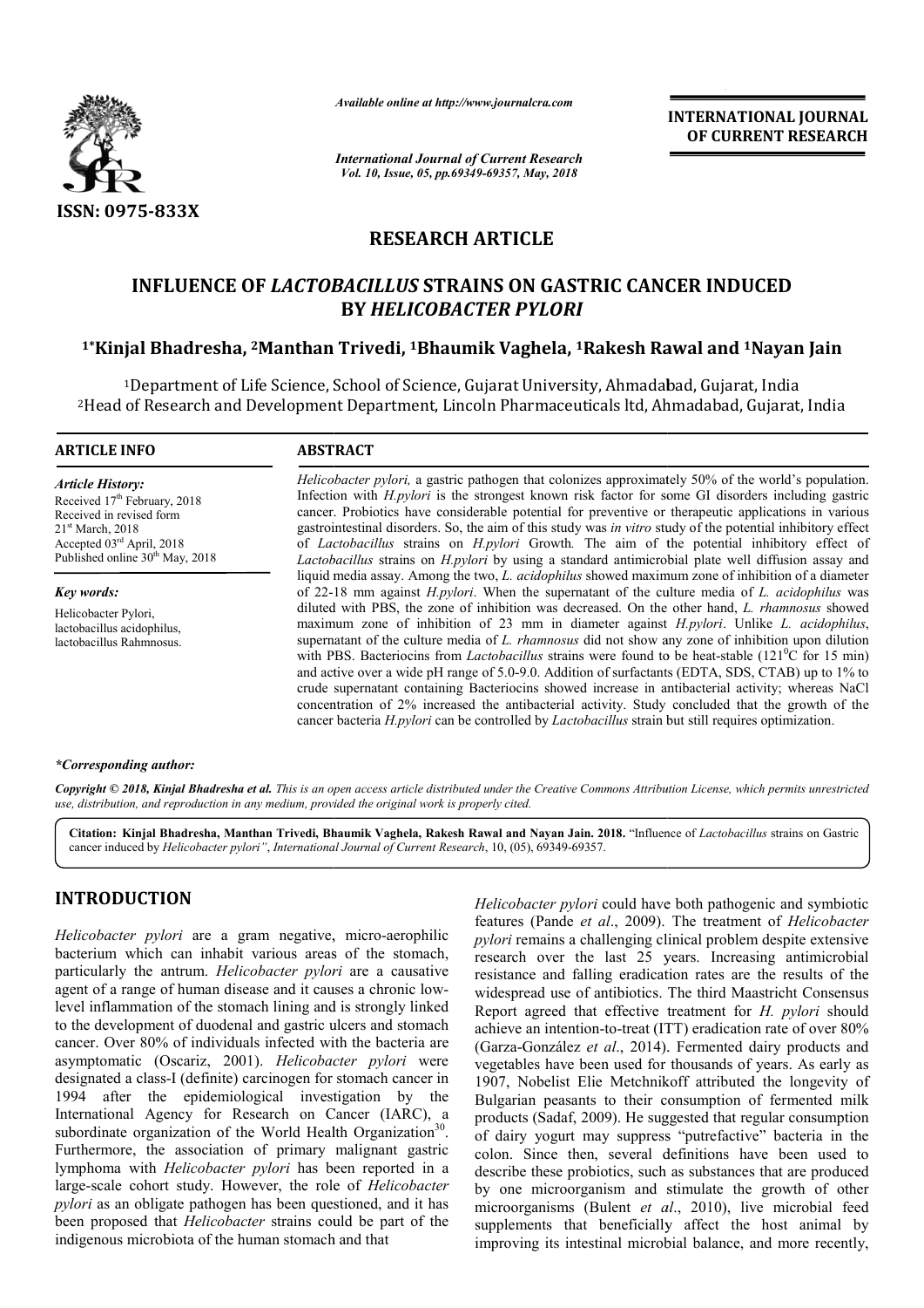ISSN: 0975-833X

*Available online at http://www.journalcra.com*

**INTERNATIONAL JOURNAL OF CURRENT RESEARCH**

# RESEARCH ARTICLE

# INFLUENCE OF *LACTOBACILLUS* STRAINS ON GASTRIC CANCER INDUCED BY *HELICOBACTER PYLORI*

**[1]*Kinjal Bhadresha, [2]Manthan Trivedi, [1]Bhaumik Vaghela, [1]Rakesh Rawal and [1]Nayan Jain**

[1]Department of Life Science, School of Science, Gujarat University, Ahmadabad, Gujarat, India
[2]Head of Research and Development Department, Lincoln Pharmaceuticals ltd, Ahmadabad, Gujarat, India

## ARTICLE INFO

*Article History:*
Received 17th February, 2018
Received in revised form
21st March, 2018
Accepted 03rd April, 2018
Published online 30th May, 2018

*Key words:*
Helicobacter Pylori,
lactobacillus acidophilus,
lactobacillus Rahmnosus.

## ABSTRACT

*Helicobacter pylori,* a gastric pathogen that colonizes approximately 50% of the world's population. Infection with *H.pylori* is the strongest known risk factor for some GI disorders including gastric cancer. Probiotics have considerable potential for preventive or therapeutic applications in various gastrointestinal disorders. So, the aim of this study was *in vitro* study of the potential inhibitory effect of *Lactobacillus* strains on *H.pylori* Growth*.* The aim of the potential inhibitory effect of *Lactobacillus* strains on *H.pylori* by using a standard antimicrobial plate well diffusion assay and liquid media assay. Among the two, *L. acidophilus* showed maximum zone of inhibition of a diameter of 22-18 mm against *H.pylori*. When the supernatant of the culture media of *L. acidophilus* was diluted with PBS, the zone of inhibition was decreased. On the other hand, *L. rhamnosus* showed maximum zone of inhibition of 23 mm in diameter against *H.pylori*. Unlike *L. acidophilus*, supernatant of the culture media of *L. rhamnosus* did not show any zone of inhibition upon dilution with PBS. Bacteriocins from *Lactobacillus* strains were found to be heat-stable (121$^0$C for 15 min) and active over a wide pH range of 5.0-9.0. Addition of surfactants (EDTA, SDS, CTAB) up to 1% to crude supernatant containing Bacteriocins showed increase in antibacterial activity; whereas NaCl concentration of 2% increased the antibacterial activity. Study concluded that the growth of the cancer bacteria *H.pylori* can be controlled by *Lactobacillus* strain but still requires optimization.

*\*Corresponding author:*

**Copyright © 2018, Kinjal Bhadresha et al.** *This is an open access article distributed under the Creative Commons Attribution License, which permits unrestricted use, distribution, and reproduction in any medium, provided the original work is properly cited.*

**Citation: Kinjal Bhadresha, Manthan Trivedi, Bhaumik Vaghela, Rakesh Rawal and Nayan Jain. 2018.** "Influence of *Lactobacillus* strains on Gastric cancer induced by *Helicobacter pylori*", *International Journal of Current Research*, 10, (05), 69349-69357.

## INTRODUCTION

*Helicobacter pylori* are a gram negative, micro-aerophilic bacterium which can inhabit various areas of the stomach, particularly the antrum. *Helicobacter pylori* are a causative agent of a range of human disease and it causes a chronic low-level inflammation of the stomach lining and is strongly linked to the development of duodenal and gastric ulcers and stomach cancer. Over 80% of individuals infected with the bacteria are asymptomatic (Oscariz, 2001). *Helicobacter pylori* were designated a class-I (definite) carcinogen for stomach cancer in 1994 after the epidemiological investigation by the International Agency for Research on Cancer (IARC), a subordinate organization of the World Health Organization[30]. Furthermore, the association of primary malignant gastric lymphoma with *Helicobacter pylori* has been reported in a large-scale cohort study. However, the role of *Helicobacter pylori* as an obligate pathogen has been questioned, and it has been proposed that *Helicobacter* strains could be part of the indigenous microbiota of the human stomach and that *Helicobacter pylori* could have both pathogenic and symbiotic features (Pande *et al*., 2009). The treatment of *Helicobacter pylori* remains a challenging clinical problem despite extensive research over the last 25 years. Increasing antimicrobial resistance and falling eradication rates are the results of the widespread use of antibiotics. The third Maastricht Consensus Report agreed that effective treatment for *H. pylori* should achieve an intention-to-treat (ITT) eradication rate of over 80% (Garza-González *et al*., 2014). Fermented dairy products and vegetables have been used for thousands of years. As early as 1907, Nobelist Elie Metchnikoff attributed the longevity of Bulgarian peasants to their consumption of fermented milk products (Sadaf, 2009). He suggested that regular consumption of dairy yogurt may suppress "putrefactive" bacteria in the colon. Since then, several definitions have been used to describe these probiotics, such as substances that are produced by one microorganism and stimulate the growth of other microorganisms (Bulent *et al*., 2010), live microbial feed supplements that beneficially affect the host animal by improving its intestinal microbial balance, and more recently,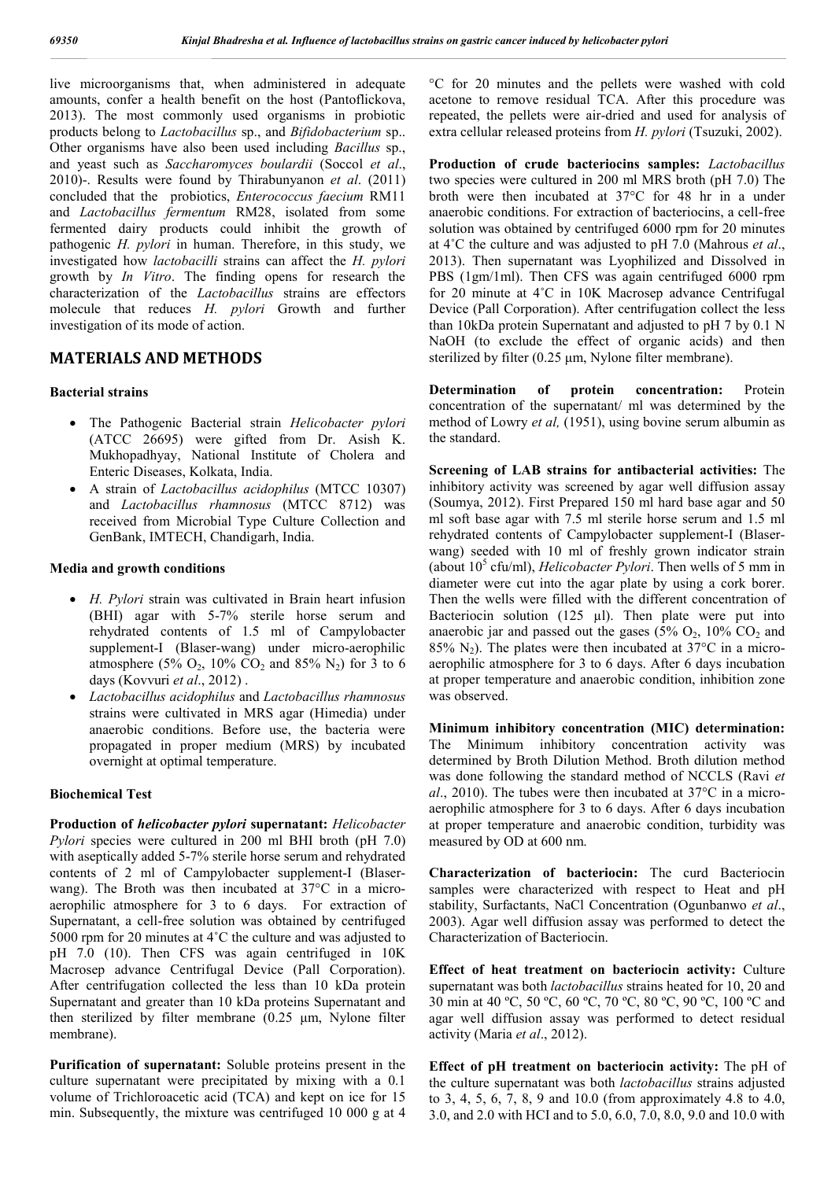live microorganisms that, when administered in adequate amounts, confer a health benefit on the host (Pantoflickova, 2013). The most commonly used organisms in probiotic products belong to *Lactobacillus* sp., and *Bifidobacterium* sp.. Other organisms have also been used including *Bacillus* sp., and yeast such as *Saccharomyces boulardii* (Soccol *et al*., 2010)-. Results were found by Thirabunyanon *et al*. (2011) concluded that the probiotics, *Enterococcus faecium* RM11 and *Lactobacillus fermentum* RM28, isolated from some fermented dairy products could inhibit the growth of pathogenic *H. pylori* in human. Therefore, in this study, we investigated how *lactobacilli* strains can affect the *H. pylori* growth by *In Vitro*. The finding opens for research the characterization of the *Lactobacillus* strains are effectors molecule that reduces *H. pylori* Growth and further investigation of its mode of action.

## MATERIALS AND METHODS

### Bacterial strains

- The Pathogenic Bacterial strain *Helicobacter pylori* (ATCC 26695) were gifted from Dr. Asish K. Mukhopadhyay, National Institute of Cholera and Enteric Diseases, Kolkata, India.
- A strain of *Lactobacillus acidophilus* (MTCC 10307) and *Lactobacillus rhamnosus* (MTCC 8712) was received from Microbial Type Culture Collection and GenBank, IMTECH, Chandigarh, India.

### Media and growth conditions

- *H. Pylori* strain was cultivated in Brain heart infusion (BHI) agar with 5-7% sterile horse serum and rehydrated contents of 1.5 ml of Campylobacter supplement-I (Blaser-wang) under micro-aerophilic atmosphere (5% $O_2$, 10% $CO_2$ and 85% $N_2$) for 3 to 6 days (Kovvuri *et al*., 2012) .
- *Lactobacillus acidophilus* and *Lactobacillus rhamnosus* strains were cultivated in MRS agar (Himedia) under anaerobic conditions. Before use, the bacteria were propagated in proper medium (MRS) by incubated overnight at optimal temperature.

### Biochemical Test

**Production of *helicobacter pylori* supernatant:** *Helicobacter Pylori* species were cultured in 200 ml BHI broth (pH 7.0) with aseptically added 5-7% sterile horse serum and rehydrated contents of 2 ml of Campylobacter supplement-I (Blaser-wang). The Broth was then incubated at 37°C in a micro-aerophilic atmosphere for 3 to 6 days. For extraction of Supernatant, a cell-free solution was obtained by centrifuged 5000 rpm for 20 minutes at 4˚C the culture and was adjusted to pH 7.0 (10). Then CFS was again centrifuged in 10K Macrosep advance Centrifugal Device (Pall Corporation). After centrifugation collected the less than 10 kDa protein Supernatant and greater than 10 kDa proteins Supernatant and then sterilized by filter membrane (0.25 µm, Nylone filter membrane).

**Purification of supernatant:** Soluble proteins present in the culture supernatant were precipitated by mixing with a 0.1 volume of Trichloroacetic acid (TCA) and kept on ice for 15 min. Subsequently, the mixture was centrifuged 10 000 g at 4 °C for 20 minutes and the pellets were washed with cold acetone to remove residual TCA. After this procedure was repeated, the pellets were air-dried and used for analysis of extra cellular released proteins from *H. pylori* (Tsuzuki, 2002).

**Production of crude bacteriocins samples:** *Lactobacillus* two species were cultured in 200 ml MRS broth (pH 7.0) The broth were then incubated at 37°C for 48 hr in a under anaerobic conditions. For extraction of bacteriocins, a cell-free solution was obtained by centrifuged 6000 rpm for 20 minutes at 4˚C the culture and was adjusted to pH 7.0 (Mahrous *et al*., 2013). Then supernatant was Lyophilized and Dissolved in PBS (1gm/1ml). Then CFS was again centrifuged 6000 rpm for 20 minute at 4˚C in 10K Macrosep advance Centrifugal Device (Pall Corporation). After centrifugation collect the less than 10kDa protein Supernatant and adjusted to pH 7 by 0.1 N NaOH (to exclude the effect of organic acids) and then sterilized by filter (0.25 µm, Nylone filter membrane).

**Determination of protein concentration:** Protein concentration of the supernatant/ ml was determined by the method of Lowry *et al,* (1951), using bovine serum albumin as the standard.

**Screening of LAB strains for antibacterial activities:** The inhibitory activity was screened by agar well diffusion assay (Soumya, 2012). First Prepared 150 ml hard base agar and 50 ml soft base agar with 7.5 ml sterile horse serum and 1.5 ml rehydrated contents of Campylobacter supplement-I (Blaser-wang) seeded with 10 ml of freshly grown indicator strain (about $10^5$ cfu/ml), *Helicobacter Pylori*. Then wells of 5 mm in diameter were cut into the agar plate by using a cork borer. Then the wells were filled with the different concentration of Bacteriocin solution (125 µl). Then plate were put into anaerobic jar and passed out the gases (5% $O_2$, 10% $CO_2$ and 85% $N_2$). The plates were then incubated at 37°C in a micro-aerophilic atmosphere for 3 to 6 days. After 6 days incubation at proper temperature and anaerobic condition, inhibition zone was observed.

**Minimum inhibitory concentration (MIC) determination:** The Minimum inhibitory concentration activity was determined by Broth Dilution Method. Broth dilution method was done following the standard method of NCCLS (Ravi *et al*., 2010). The tubes were then incubated at 37°C in a micro-aerophilic atmosphere for 3 to 6 days. After 6 days incubation at proper temperature and anaerobic condition, turbidity was measured by OD at 600 nm.

**Characterization of bacteriocin:** The curd Bacteriocin samples were characterized with respect to Heat and pH stability, Surfactants, NaCl Concentration (Ogunbanwo *et al*., 2003). Agar well diffusion assay was performed to detect the Characterization of Bacteriocin.

**Effect of heat treatment on bacteriocin activity:** Culture supernatant was both *lactobacillus* strains heated for 10, 20 and 30 min at 40 ºC, 50 ºC, 60 ºC, 70 ºC, 80 ºC, 90 ºC, 100 ºC and agar well diffusion assay was performed to detect residual activity (Maria *et al*., 2012).

**Effect of pH treatment on bacteriocin activity:** The pH of the culture supernatant was both *lactobacillus* strains adjusted to 3, 4, 5, 6, 7, 8, 9 and 10.0 (from approximately 4.8 to 4.0, 3.0, and 2.0 with HCI and to 5.0, 6.0, 7.0, 8.0, 9.0 and 10.0 with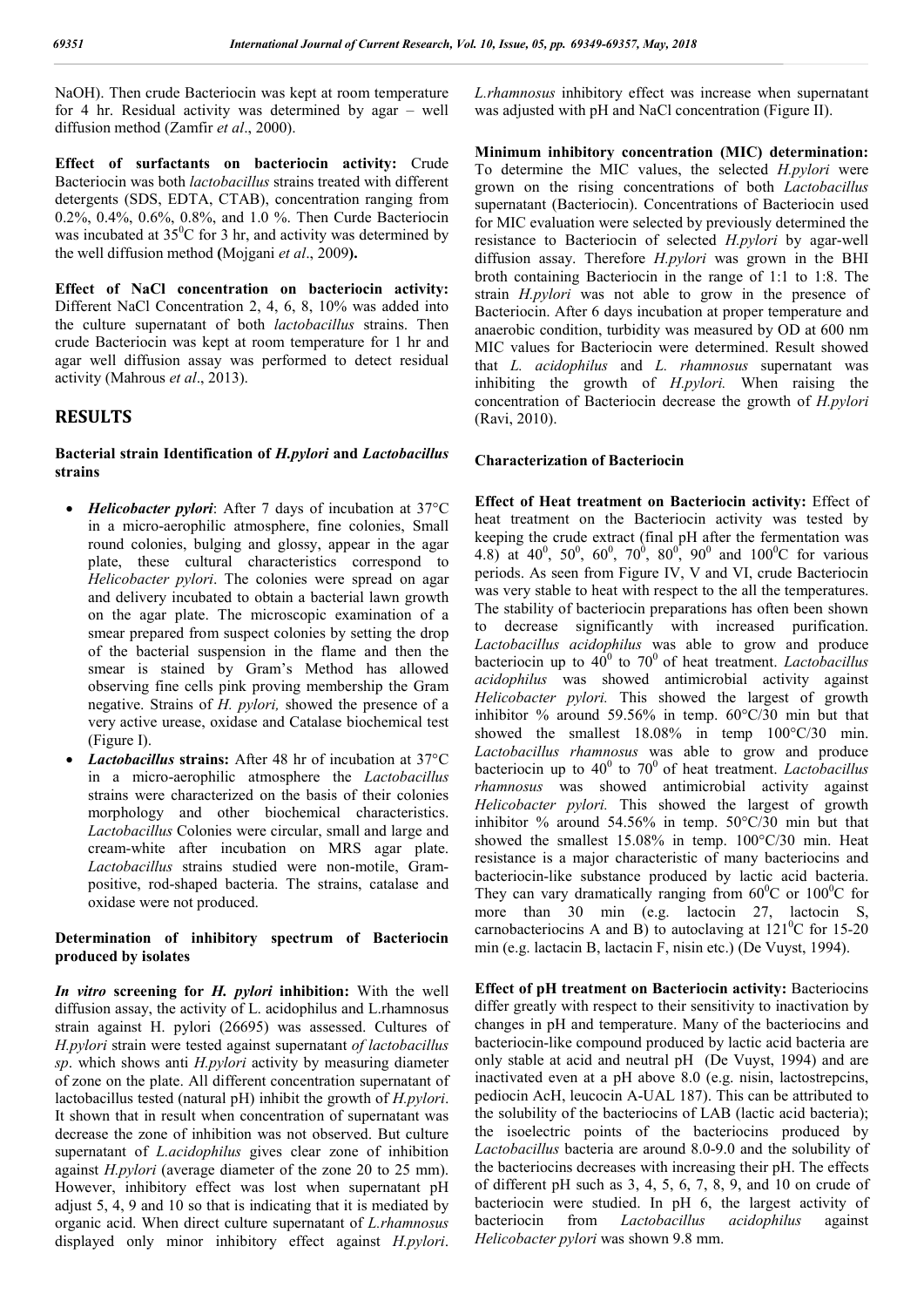NaOH). Then crude Bacteriocin was kept at room temperature for 4 hr. Residual activity was determined by agar – well diffusion method (Zamfir *et al*., 2000).

**Effect of surfactants on bacteriocin activity:** Crude Bacteriocin was both *lactobacillus* strains treated with different detergents (SDS, EDTA, CTAB), concentration ranging from 0.2%, 0.4%, 0.6%, 0.8%, and 1.0 %. Then Curde Bacteriocin was incubated at $35^0$C for 3 hr, and activity was determined by the well diffusion method **(**Mojgani *et al*., 2009**).**

**Effect of NaCl concentration on bacteriocin activity:** Different NaCl Concentration 2, 4, 6, 8, 10% was added into the culture supernatant of both *lactobacillus* strains. Then crude Bacteriocin was kept at room temperature for 1 hr and agar well diffusion assay was performed to detect residual activity (Mahrous *et al*., 2013).

## RESULTS

### Bacterial strain Identification of *H.pylori* and *Lactobacillus* strains

- ***Helicobacter pylori***: After 7 days of incubation at 37°C in a micro-aerophilic atmosphere, fine colonies, Small round colonies, bulging and glossy, appear in the agar plate, these cultural characteristics correspond to *Helicobacter pylori*. The colonies were spread on agar and delivery incubated to obtain a bacterial lawn growth on the agar plate. The microscopic examination of a smear prepared from suspect colonies by setting the drop of the bacterial suspension in the flame and then the smear is stained by Gram's Method has allowed observing fine cells pink proving membership the Gram negative. Strains of *H. pylori,* showed the presence of a very active urease, oxidase and Catalase biochemical test (Figure I).
- ***Lactobacillus* strains:** After 48 hr of incubation at 37°C in a micro-aerophilic atmosphere the *Lactobacillus* strains were characterized on the basis of their colonies morphology and other biochemical characteristics. *Lactobacillus* Colonies were circular, small and large and cream-white after incubation on MRS agar plate. *Lactobacillus* strains studied were non-motile, Gram-positive, rod-shaped bacteria. The strains, catalase and oxidase were not produced.

### Determination of inhibitory spectrum of Bacteriocin produced by isolates

***In vitro* screening for *H. pylori* inhibition:** With the well diffusion assay, the activity of L. acidophilus and L.rhamnosus strain against H. pylori (26695) was assessed. Cultures of *H.pylori* strain were tested against supernatant *of lactobacillus sp*. which shows anti *H.pylori* activity by measuring diameter of zone on the plate. All different concentration supernatant of lactobacillus tested (natural pH) inhibit the growth of *H.pylori*. It shown that in result when concentration of supernatant was decrease the zone of inhibition was not observed. But culture supernatant of *L.acidophilus* gives clear zone of inhibition against *H.pylori* (average diameter of the zone 20 to 25 mm). However, inhibitory effect was lost when supernatant pH adjust 5, 4, 9 and 10 so that is indicating that it is mediated by organic acid. When direct culture supernatant of *L.rhamnosus* displayed only minor inhibitory effect against *H.pylori*. *L.rhamnosus* inhibitory effect was increase when supernatant was adjusted with pH and NaCl concentration (Figure II).

**Minimum inhibitory concentration (MIC) determination:** To determine the MIC values, the selected *H.pylori* were grown on the rising concentrations of both *Lactobacillus* supernatant (Bacteriocin). Concentrations of Bacteriocin used for MIC evaluation were selected by previously determined the resistance to Bacteriocin of selected *H.pylori* by agar-well diffusion assay. Therefore *H.pylori* was grown in the BHI broth containing Bacteriocin in the range of 1:1 to 1:8. The strain *H.pylori* was not able to grow in the presence of Bacteriocin. After 6 days incubation at proper temperature and anaerobic condition, turbidity was measured by OD at 600 nm MIC values for Bacteriocin were determined. Result showed that *L. acidophilus* and *L. rhamnosus* supernatant was inhibiting the growth of *H.pylori.* When raising the concentration of Bacteriocin decrease the growth of *H.pylori* (Ravi, 2010).

### Characterization of Bacteriocin

**Effect of Heat treatment on Bacteriocin activity:** Effect of heat treatment on the Bacteriocin activity was tested by keeping the crude extract (final pH after the fermentation was 4.8) at $40^0$, $50^0$, $60^0$, $70^0$, $80^0$, $90^0$ and $100^0$C for various periods. As seen from Figure IV, V and VI, crude Bacteriocin was very stable to heat with respect to the all the temperatures. The stability of bacteriocin preparations has often been shown to decrease significantly with increased purification. *Lactobacillus acidophilus* was able to grow and produce bacteriocin up to $40^0$ to $70^0$ of heat treatment. *Lactobacillus acidophilus* was showed antimicrobial activity against *Helicobacter pylori.* This showed the largest of growth inhibitor % around 59.56% in temp. 60°C/30 min but that showed the smallest 18.08% in temp 100°C/30 min. *Lactobacillus rhamnosus* was able to grow and produce bacteriocin up to $40^0$ to $70^0$ of heat treatment. *Lactobacillus rhamnosus* was showed antimicrobial activity against *Helicobacter pylori.* This showed the largest of growth inhibitor % around 54.56% in temp. 50°C/30 min but that showed the smallest 15.08% in temp. 100°C/30 min. Heat resistance is a major characteristic of many bacteriocins and bacteriocin-like substance produced by lactic acid bacteria. They can vary dramatically ranging from $60^0$C or $100^0$C for more than 30 min (e.g. lactocin 27, lactocin S, carnobacteriocins A and B) to autoclaving at $121^0$C for 15-20 min (e.g. lactacin B, lactacin F, nisin etc.) (De Vuyst, 1994).

**Effect of pH treatment on Bacteriocin activity:** Bacteriocins differ greatly with respect to their sensitivity to inactivation by changes in pH and temperature. Many of the bacteriocins and bacteriocin-like compound produced by lactic acid bacteria are only stable at acid and neutral pH (De Vuyst, 1994) and are inactivated even at a pH above 8.0 (e.g. nisin, lactostrepcins, pediocin AcH, leucocin A-UAL 187). This can be attributed to the solubility of the bacteriocins of LAB (lactic acid bacteria); the isoelectric points of the bacteriocins produced by *Lactobacillus* bacteria are around 8.0-9.0 and the solubility of the bacteriocins decreases with increasing their pH. The effects of different pH such as 3, 4, 5, 6, 7, 8, 9, and 10 on crude of bacteriocin were studied. In pH 6, the largest activity of bacteriocin from *Lactobacillus acidophilus* against *Helicobacter pylori* was shown 9.8 mm.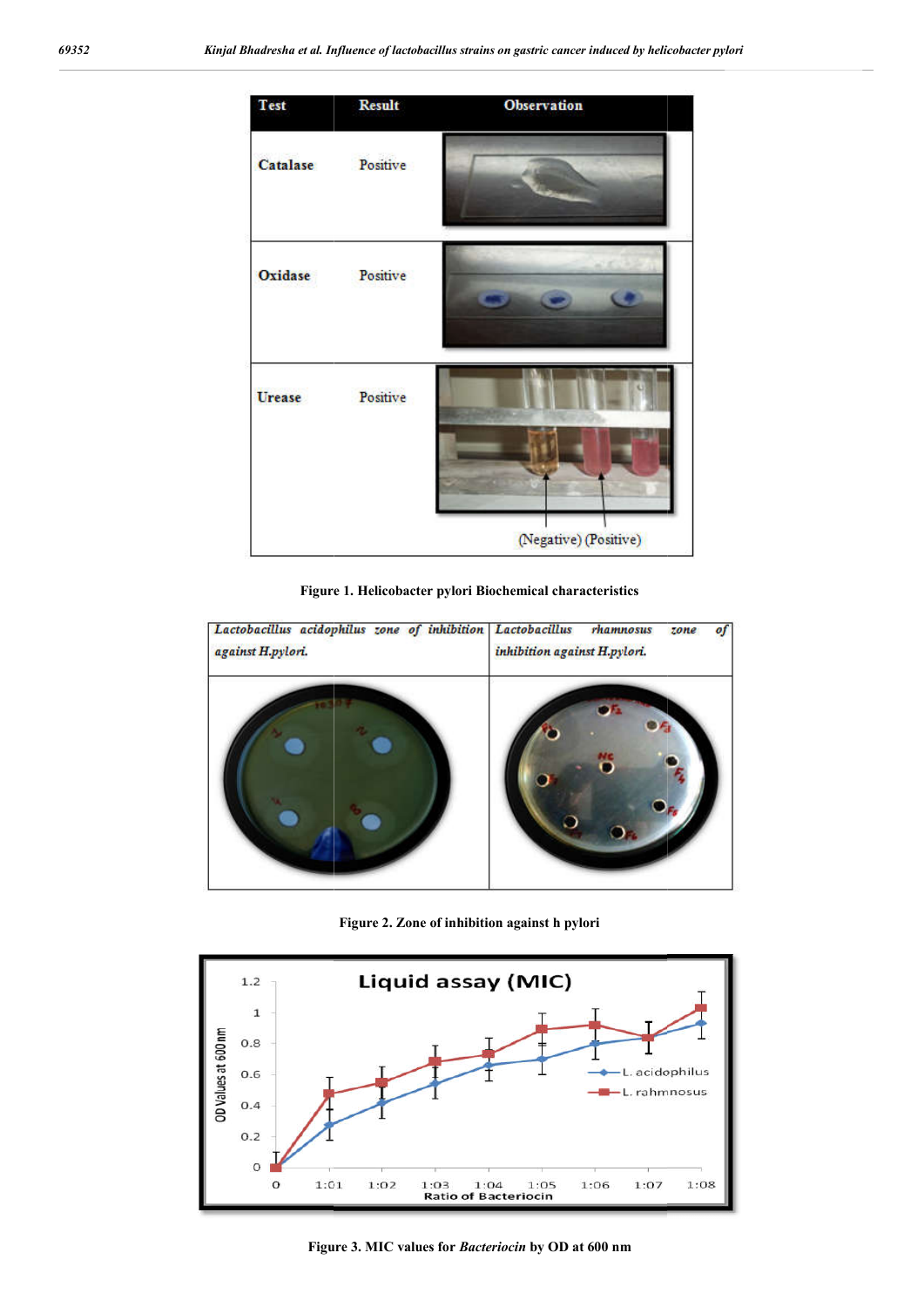| Test | Result | Observation |
|---|---|---|
| Catalase | Positive | |
| Oxidase | Positive | |
| Urease | Positive | (Negative) (Positive) |

**Figure 1. Helicobacter pylori Biochemical characteristics**

| *Lactobacillus acidophilus zone of inhibition against H.pylori.* | *Lactobacillus rhamnosus zone of inhibition against H.pylori.* |
|---|---|
| | |

**Figure 2. Zone of inhibition against h pylori**

**Figure 3. MIC values for *Bacteriocin* by OD at 600 nm**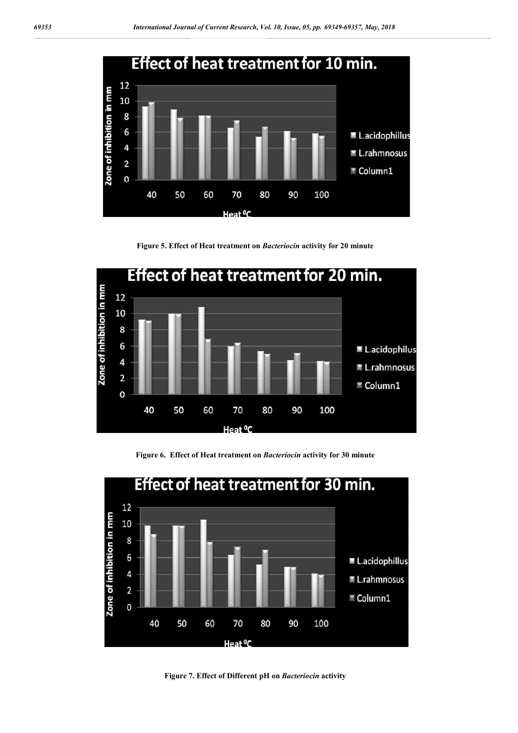Figure 5. Effect of Heat treatment on *Bacteriocin* activity for 20 minute

Figure 6. Effect of Heat treatment on *Bacteriocin* activity for 30 minute

Figure 7. Effect of Different pH on *Bacteriocin* activity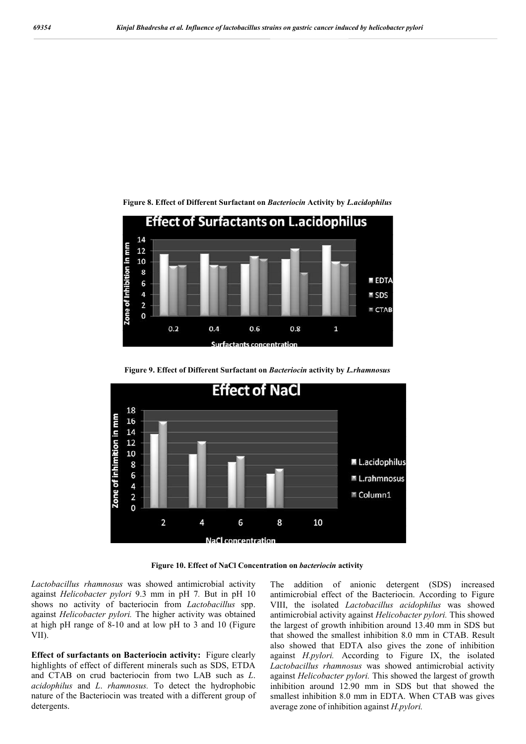**Figure 8. Effect of Different Surfactant on *Bacteriocin* Activity by *L.acidophilus***

**Figure 9. Effect of Different Surfactant on *Bacteriocin* activity by *L.rhamnosus***

**Figure 10. Effect of NaCl Concentration on *bacteriocin* activity**

*Lactobacillus rhamnosus* was showed antimicrobial activity against *Helicobacter pylori* 9.3 mm in pH 7. But in pH 10 shows no activity of bacteriocin from *Lactobacillus* spp. against *Helicobacter pylori.* The higher activity was obtained at high pH range of 8-10 and at low pH to 3 and 10 (Figure VII).

**Effect of surfactants on Bacteriocin activity:** Figure clearly highlights of effect of different minerals such as SDS, ETDA and CTAB on crud bacteriocin from two LAB such as *L. acidophilus* and *L. rhamnosus.* To detect the hydrophobic nature of the Bacteriocin was treated with a different group of detergents.

The addition of anionic detergent (SDS) increased antimicrobial effect of the Bacteriocin. According to Figure VIII, the isolated *Lactobacillus acidophilus* was showed antimicrobial activity against *Helicobacter pylori.* This showed the largest of growth inhibition around 13.40 mm in SDS but that showed the smallest inhibition 8.0 mm in CTAB. Result also showed that EDTA also gives the zone of inhibition against *H.pylori.* According to Figure IX, the isolated *Lactobacillus rhamnosus* was showed antimicrobial activity against *Helicobacter pylori.* This showed the largest of growth inhibition around 12.90 mm in SDS but that showed the smallest inhibition 8.0 mm in EDTA. When CTAB was gives average zone of inhibition against *H.pylori.*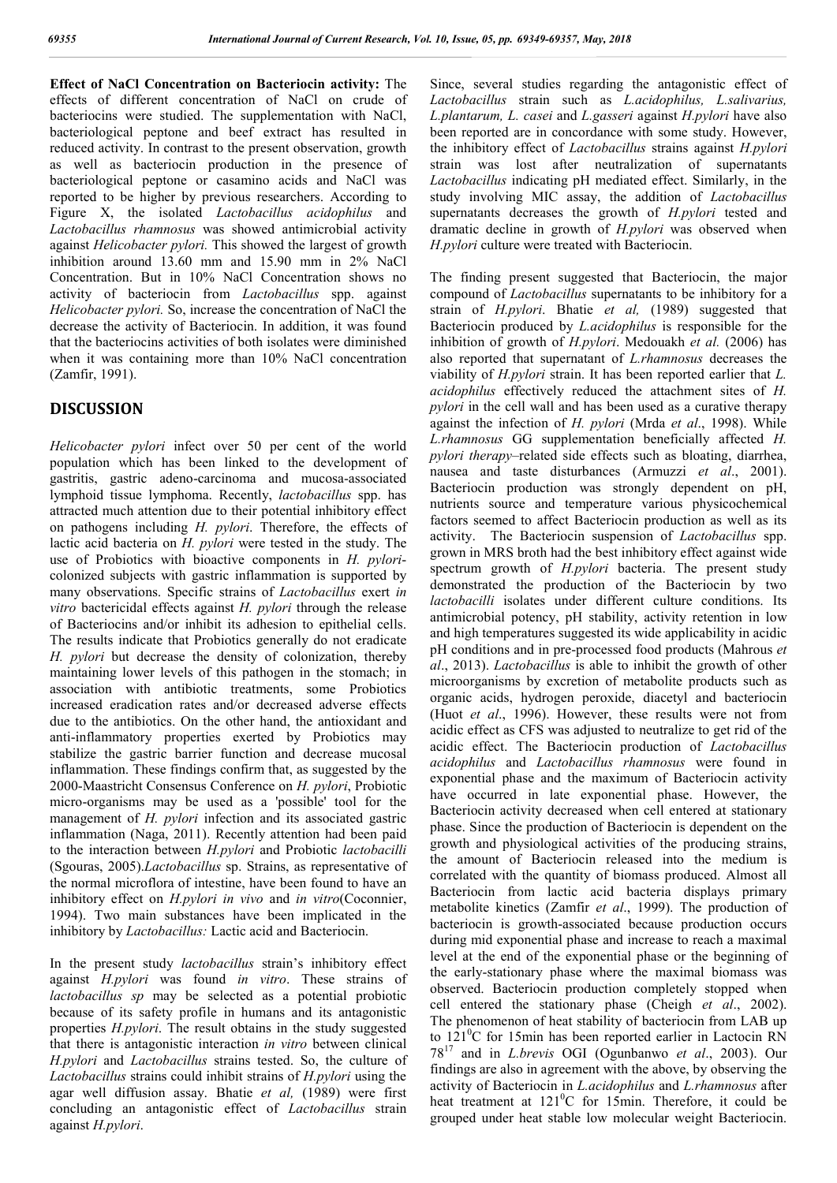**Effect of NaCl Concentration on Bacteriocin activity:** The effects of different concentration of NaCl on crude of bacteriocins were studied. The supplementation with NaCl, bacteriological peptone and beef extract has resulted in reduced activity. In contrast to the present observation, growth as well as bacteriocin production in the presence of bacteriological peptone or casamino acids and NaCl was reported to be higher by previous researchers. According to Figure X, the isolated *Lactobacillus acidophilus* and *Lactobacillus rhamnosus* was showed antimicrobial activity against *Helicobacter pylori.* This showed the largest of growth inhibition around 13.60 mm and 15.90 mm in 2% NaCl Concentration. But in 10% NaCl Concentration shows no activity of bacteriocin from *Lactobacillus* spp. against *Helicobacter pylori.* So, increase the concentration of NaCl the decrease the activity of Bacteriocin. In addition, it was found that the bacteriocins activities of both isolates were diminished when it was containing more than 10% NaCl concentration (Zamfir, 1991).

## DISCUSSION

*Helicobacter pylori* infect over 50 per cent of the world population which has been linked to the development of gastritis, gastric adeno-carcinoma and mucosa-associated lymphoid tissue lymphoma. Recently, *lactobacillus* spp. has attracted much attention due to their potential inhibitory effect on pathogens including *H. pylori*. Therefore, the effects of lactic acid bacteria on *H. pylori* were tested in the study. The use of Probiotics with bioactive components in *H. pylori*-colonized subjects with gastric inflammation is supported by many observations. Specific strains of *Lactobacillus* exert *in vitro* bactericidal effects against *H. pylori* through the release of Bacteriocins and/or inhibit its adhesion to epithelial cells. The results indicate that Probiotics generally do not eradicate *H. pylori* but decrease the density of colonization, thereby maintaining lower levels of this pathogen in the stomach; in association with antibiotic treatments, some Probiotics increased eradication rates and/or decreased adverse effects due to the antibiotics. On the other hand, the antioxidant and anti-inflammatory properties exerted by Probiotics may stabilize the gastric barrier function and decrease mucosal inflammation. These findings confirm that, as suggested by the 2000-Maastricht Consensus Conference on *H. pylori*, Probiotic micro-organisms may be used as a 'possible' tool for the management of *H. pylori* infection and its associated gastric inflammation (Naga, 2011). Recently attention had been paid to the interaction between *H.pylori* and Probiotic *lactobacilli* (Sgouras, 2005).*Lactobacillus* sp. Strains, as representative of the normal microflora of intestine, have been found to have an inhibitory effect on *H.pylori in vivo* and *in vitro*(Coconnier, 1994). Two main substances have been implicated in the inhibitory by *Lactobacillus:* Lactic acid and Bacteriocin.

In the present study *lactobacillus* strain's inhibitory effect against *H.pylori* was found *in vitro*. These strains of *lactobacillus sp* may be selected as a potential probiotic because of its safety profile in humans and its antagonistic properties *H.pylori*. The result obtains in the study suggested that there is antagonistic interaction *in vitro* between clinical *H.pylori* and *Lactobacillus* strains tested. So, the culture of *Lactobacillus* strains could inhibit strains of *H.pylori* using the agar well diffusion assay. Bhatie *et al,* (1989) were first concluding an antagonistic effect of *Lactobacillus* strain against *H.pylori*.

Since, several studies regarding the antagonistic effect of *Lactobacillus* strain such as *L.acidophilus, L.salivarius, L.plantarum, L. casei* and *L.gasseri* against *H.pylori* have also been reported are in concordance with some study. However, the inhibitory effect of *Lactobacillus* strains against *H.pylori* strain was lost after neutralization of supernatants *Lactobacillus* indicating pH mediated effect. Similarly, in the study involving MIC assay, the addition of *Lactobacillus* supernatants decreases the growth of *H.pylori* tested and dramatic decline in growth of *H.pylori* was observed when *H.pylori* culture were treated with Bacteriocin.

The finding present suggested that Bacteriocin, the major compound of *Lactobacillus* supernatants to be inhibitory for a strain of *H.pylori*. Bhatie *et al,* (1989) suggested that Bacteriocin produced by *L.acidophilus* is responsible for the inhibition of growth of *H.pylori*. Medouakh *et al.* (2006) has also reported that supernatant of *L.rhamnosus* decreases the viability of *H.pylori* strain. It has been reported earlier that *L. acidophilus* effectively reduced the attachment sites of *H. pylori* in the cell wall and has been used as a curative therapy against the infection of *H. pylori* (Mrda *et al*., 1998). While *L.rhamnosus* GG supplementation beneficially affected *H. pylori therapy*–related side effects such as bloating, diarrhea, nausea and taste disturbances (Armuzzi *et al*., 2001). Bacteriocin production was strongly dependent on pH, nutrients source and temperature various physicochemical factors seemed to affect Bacteriocin production as well as its activity. The Bacteriocin suspension of *Lactobacillus* spp. grown in MRS broth had the best inhibitory effect against wide spectrum growth of *H.pylori* bacteria. The present study demonstrated the production of the Bacteriocin by two *lactobacilli* isolates under different culture conditions. Its antimicrobial potency, pH stability, activity retention in low and high temperatures suggested its wide applicability in acidic pH conditions and in pre-processed food products (Mahrous *et al*., 2013). *Lactobacillus* is able to inhibit the growth of other microorganisms by excretion of metabolite products such as organic acids, hydrogen peroxide, diacetyl and bacteriocin (Huot *et al*., 1996). However, these results were not from acidic effect as CFS was adjusted to neutralize to get rid of the acidic effect. The Bacteriocin production of *Lactobacillus acidophilus* and *Lactobacillus rhamnosus* were found in exponential phase and the maximum of Bacteriocin activity have occurred in late exponential phase. However, the Bacteriocin activity decreased when cell entered at stationary phase. Since the production of Bacteriocin is dependent on the growth and physiological activities of the producing strains, the amount of Bacteriocin released into the medium is correlated with the quantity of biomass produced. Almost all Bacteriocin from lactic acid bacteria displays primary metabolite kinetics (Zamfir *et al*., 1999). The production of bacteriocin is growth-associated because production occurs during mid exponential phase and increase to reach a maximal level at the end of the exponential phase or the beginning of the early-stationary phase where the maximal biomass was observed. Bacteriocin production completely stopped when cell entered the stationary phase (Cheigh *et al*., 2002). The phenomenon of heat stability of bacteriocin from LAB up to $121^0$C for 15min has been reported earlier in Lactocin RN 78[17] and in *L.brevis* OGI (Ogunbanwo *et al*., 2003). Our findings are also in agreement with the above, by observing the activity of Bacteriocin in *L.acidophilus* and *L.rhamnosus* after heat treatment at $121^0$C for 15min. Therefore, it could be grouped under heat stable low molecular weight Bacteriocin.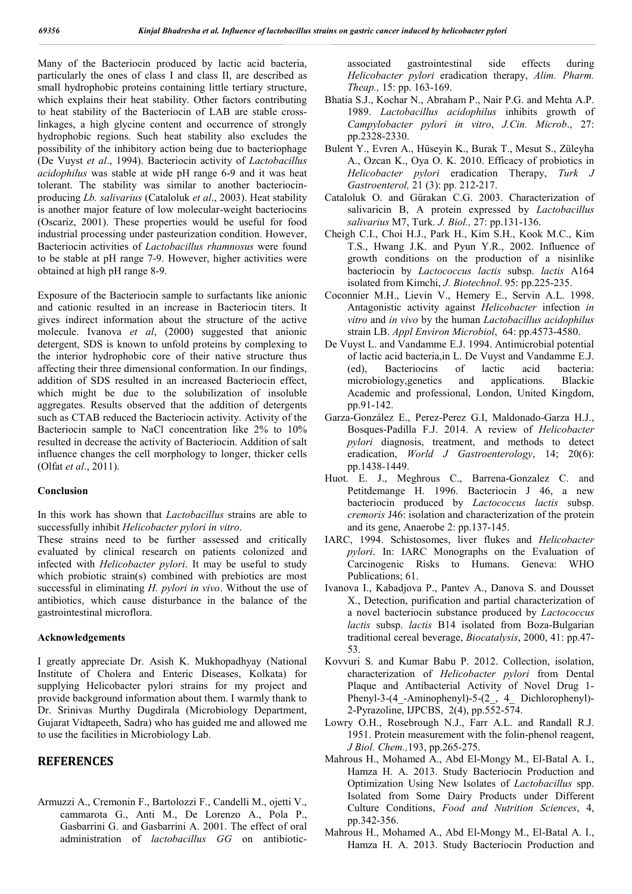Many of the Bacteriocin produced by lactic acid bacteria, particularly the ones of class I and class II, are described as small hydrophobic proteins containing little tertiary structure, which explains their heat stability. Other factors contributing to heat stability of the Bacteriocin of LAB are stable cross-linkages, a high glycine content and occurrence of strongly hydrophobic regions. Such heat stability also excludes the possibility of the inhibitory action being due to bacteriophage (De Vuyst *et al*., 1994). Bacteriocin activity of *Lactobacillus acidophilus* was stable at wide pH range 6-9 and it was heat tolerant. The stability was similar to another bacteriocin-producing *Lb. salivarius* (Cataloluk *et al*., 2003). Heat stability is another major feature of low molecular-weight bacteriocins (Oscariz, 2001). These properties would be useful for food industrial processing under pasteurization condition. However, Bacteriocin activities of *Lactobacillus rhamnosus* were found to be stable at pH range 7-9. However, higher activities were obtained at high pH range 8-9.

Exposure of the Bacteriocin sample to surfactants like anionic and cationic resulted in an increase in Bacteriocin titers. It gives indirect information about the structure of the active molecule. Ivanova *et al*, (2000) suggested that anionic detergent, SDS is known to unfold proteins by complexing to the interior hydrophobic core of their native structure thus affecting their three dimensional conformation. In our findings, addition of SDS resulted in an increased Bacteriocin effect, which might be due to the solubilization of insoluble aggregates. Results observed that the addition of detergents such as CTAB reduced the Bacteriocin activity. Activity of the Bacteriocin sample to NaCl concentration like 2% to 10% resulted in decrease the activity of Bacteriocin. Addition of salt influence changes the cell morphology to longer, thicker cells (Olfat *et al*., 2011).

## Conclusion

In this work has shown that *Lactobacillus* strains are able to successfully inhibit *Helicobacter pylori in vitro*.

These strains need to be further assessed and critically evaluated by clinical research on patients colonized and infected with *Helicobacter pylori*. It may be useful to study which probiotic strain(s) combined with prebiotics are most successful in eliminating *H. pylori in vivo*. Without the use of antibiotics, which cause disturbance in the balance of the gastrointestinal microflora.

## Acknowledgements

I greatly appreciate Dr. Asish K. Mukhopadhyay (National Institute of Cholera and Enteric Diseases, Kolkata) for supplying Helicobacter pylori strains for my project and provide background information about them. I warmly thank to Dr. Srinivas Murthy Dugdirala (Microbiology Department, Gujarat Vidtapeeth, Sadra) who has guided me and allowed me to use the facilities in Microbiology Lab.

# REFERENCES

Armuzzi A., Cremonin F., Bartolozzi F., Candelli M., ojetti V., cammarota G., Anti M., De Lorenzo A., Pola P., Gasbarrini G. and Gasbarrini A. 2001. The effect of oral administration of *lactobacillus GG* on antibiotic-associated gastrointestinal side effects during *Helicobacter pylori* eradication therapy, *Alim. Pharm. Theap.,* 15: pp. 163-169.

Bhatia S.J., Kochar N., Abraham P., Nair P.G. and Mehta A.P. 1989. *Lactobacillus acidophilus* inhibits growth of *Campylobacter pylori in vitro*, *J.Cin. Microb*., 27: pp.2328-2330.

Bulent Y., Evren A., Hüseyin K., Burak T., Mesut S., Züleyha A., Ozcan K., Oya O. K. 2010. Efficacy of probiotics in *Helicobacter pylori* eradication Therapy, *Turk J Gastroenterol,* 21 (3): pp. 212-217.

Cataloluk O. and Gürakan C.G. 2003. Characterization of salivaricin B, A protein expressed by *Lactobacillus salivarius* M7, Turk. *J. Biol.,* 27: pp.131-136.

Cheigh C.I., Choi H.J., Park H., Kim S.H., Kook M.C., Kim T.S., Hwang J.K. and Pyun Y.R., 2002. Influence of growth conditions on the production of a nisinlike bacteriocin by *Lactococcus lactis* subsp. *lactis* A164 isolated from Kimchi, *J. Biotechnol*. 95: pp.225-235.

Coconnier M.H., Lievin V., Hemery E., Servin A.L. 1998. Antagonistic activity against *Helicobacter* infection *in vitro* and *in vivo* by the human *Lactobacillus acidophilus* strain LB. *Appl Environ Microbiol*, 64: pp.4573-4580.

De Vuyst L. and Vandamme E.J. 1994. Antimicrobial potential of lactic acid bacteria,in L. De Vuyst and Vandamme E.J. (ed), Bacteriocins of lactic acid bacteria: microbiology,genetics and applications. Blackie Academic and professional, London, United Kingdom, pp.91-142.

Garza-González E., Perez-Perez G.I, Maldonado-Garza H.J., Bosques-Padilla F.J. 2014. A review of *Helicobacter pylori* diagnosis, treatment, and methods to detect eradication, *World J Gastroenterology*, 14; 20(6): pp.1438-1449.

Huot. E. J., Meghrous C., Barrena-Gonzalez C. and Petitdemange H. 1996. Bacteriocin J 46, a new bacteriocin produced by *Lactococcus lactis* subsp. *cremoris* J46: isolation and characterization of the protein and its gene, Anaerobe 2: pp.137-145.

IARC, 1994. Schistosomes, liver flukes and *Helicobacter pylori*. In: IARC Monographs on the Evaluation of Carcinogenic Risks to Humans. Geneva: WHO Publications; 61.

Ivanova I., Kabadjova P., Pantev A., Danova S. and Dousset X., Detection, purification and partial characterization of a novel bacteriocin substance produced by *Lactococcus lactis* subsp. *lactis* B14 isolated from Boza-Bulgarian traditional cereal beverage, *Biocatalysis*, 2000, 41: pp.47-53.

Kovvuri S. and Kumar Babu P. 2012. Collection, isolation, characterization of *Helicobacter pylori* from Dental Plaque and Antibacterial Activity of Novel Drug 1-Phenyl-3-(4_-Aminophenyl)-5-(2_, 4_ Dichlorophenyl)-2-Pyrazoline, IJPCBS, 2(4), pp.552-574.

Lowry O.H., Rosebrough N.J., Farr A.L. and Randall R.J. 1951. Protein measurement with the folin-phenol reagent, *J Biol. Chem.,*193, pp.265-275.

Mahrous H., Mohamed A., Abd El-Mongy M., El-Batal A. I., Hamza H. A. 2013. Study Bacteriocin Production and Optimization Using New Isolates of *Lactobacillus* spp. Isolated from Some Dairy Products under Different Culture Conditions, *Food and Nutrition Sciences*, 4, pp.342-356.

Mahrous H., Mohamed A., Abd El-Mongy M., El-Batal A. I., Hamza H. A. 2013. Study Bacteriocin Production and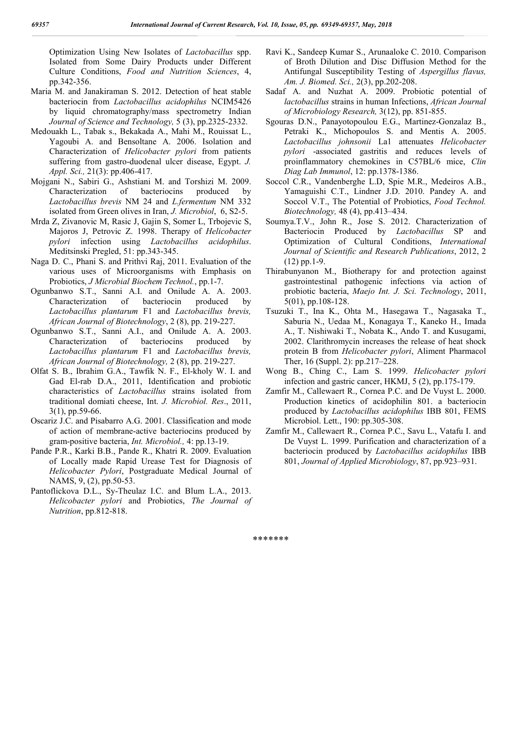Optimization Using New Isolates of *Lactobacillus* spp. Isolated from Some Dairy Products under Different Culture Conditions, *Food and Nutrition Sciences*, 4, pp.342-356.

Maria M. and Janakiraman S. 2012. Detection of heat stable bacteriocin from *Lactobacillus acidophilus* NCIM5426 by liquid chromatography/mass spectrometry Indian *Journal of Science and Technology,* 5 (3), pp.2325-2332.

Medouakh L., Tabak s., Bekakada A., Mahi M., Rouissat L., Yagoubi A. and Bensoltane A. 2006. Isolation and Characterization of *Helicobacter pylori* from patients suffering from gastro-duodenal ulcer disease, Egypt. *J. Appl. Sci.,* 21(3): pp.406-417.

Mojgani N., Sabiri G., Ashstiani M. and Torshizi M. 2009. Characterization of bacteriocins produced by *Lactobacillus brevis* NM 24 and *L.fermentum* NM 332 isolated from Green olives in Iran, *J. Microbiol*, 6, S2-5.

Mrda Z, Zivanovic M, Rasic J, Gajin S, Somer L, Trbojevic S, Majoros J, Petrovic Z. 1998. Therapy of *Helicobacter pylori* infection using *Lactobacillus acidophilus*. Meditsinski Pregled, 51: pp.343-345.

Naga D. C., Phani S. and Prithvi Raj, 2011. Evaluation of the various uses of Microorganisms with Emphasis on Probiotics, *J Microbial Biochem Technol.*, pp.1-7.

Ogunbanwo S.T., Sanni A.I. and Onilude A. A. 2003. Characterization of bacteriocin produced by *Lactobacillus plantarum* F1 and *Lactobacillus brevis, African Journal of Biotechnology*, 2 (8), pp. 219-227.

Ogunbanwo S.T., Sanni A.I., and Onilude A. A. 2003. Characterization of bacteriocins produced by *Lactobacillus plantarum* F1 and *Lactobacillus brevis, African Journal of Biotechnology,* 2 (8), pp. 219-227.

Olfat S. B., Ibrahim G.A., Tawfik N. F., El-kholy W. I. and Gad El-rab D.A., 2011, Identification and probiotic characteristics of *Lactobacillus* strains isolated from traditional domiati cheese, Int. *J. Microbiol. Res*., 2011, 3(1), pp.59-66.

Oscariz J.C. and Pisabarro A.G. 2001. Classification and mode of action of membrane-active bacteriocins produced by gram-positive bacteria, *Int. Microbiol.,* 4: pp.13-19.

Pande P.R., Karki B.B., Pande R., Khatri R. 2009. Evaluation of Locally made Rapid Urease Test for Diagnosis of *Helicobacter Pylori*, Postgraduate Medical Journal of NAMS, 9, (2), pp.50-53.

Pantoflickova D.L., Sy-Theulaz I.C. and Blum L.A., 2013. *Helicobacter pylori* and Probiotics, *The Journal of Nutrition*, pp.812-818.

Ravi K., Sandeep Kumar S., Arunaaloke C. 2010. Comparison of Broth Dilution and Disc Diffusion Method for the Antifungal Susceptibility Testing of *Aspergillus flavus, Am. J. Biomed. Sci.,* 2(3), pp.202-208.

Sadaf A. and Nuzhat A. 2009. Probiotic potential of *lactobacillus* strains in human Infections, *African Journal of Microbiology Research,* 3(12), pp. 851-855.

Sgouras D.N., Panayotopoulou E.G., Martinez-Gonzalaz B., Petraki K., Michopoulos S. and Mentis A. 2005. *Lactobacillus johnsonii* La1 attenuates *Helicobacter pylori* -associated gastritis and reduces levels of proinflammatory chemokines in C57BL/6 mice, *Clin Diag Lab Immunol*, 12: pp.1378-1386.

Soccol C.R., Vandenberghe L.D, Spie M.R., Medeiros A.B., Yamaguishi C.T., Lindner J.D. 2010. Pandey A. and Soccol V.T., The Potential of Probiotics, *Food Technol. Biotechnology,* 48 (4), pp.413–434.

Soumya.T.V., John R., Jose S. 2012. Characterization of Bacteriocin Produced by *Lactobacillus* SP and Optimization of Cultural Conditions, *International Journal of Scientific and Research Publications*, 2012, 2 (12) pp.1-9.

Thirabunyanon M., Biotherapy for and protection against gastrointestinal pathogenic infections via action of probiotic bacteria, *Maejo Int. J. Sci. Technology*, 2011, 5(01), pp.108-128.

Tsuzuki T., Ina K., Ohta M., Hasegawa T., Nagasaka T., Saburia N., Uedaa M., Konagaya T., Kaneko H., Imada A., T. Nishiwaki T., Nobata K., Ando T. and Kusugami, 2002. Clarithromycin increases the release of heat shock protein B from *Helicobacter pylori*, Aliment Pharmacol Ther, 16 (Suppl. 2): pp.217–228.

Wong B., Ching C., Lam S. 1999. *Helicobacter pylori* infection and gastric cancer, HKMJ, 5 (2), pp.175-179.

Zamfir M., Callewaert R., Cornea P.C. and De Vuyst L. 2000. Production kinetics of acidophilin 801. a bacteriocin produced by *Lactobacillus acidophilus* IBB 801, FEMS Microbiol. Lett., 190: pp.305-308.

Zamfir M., Callewaert R., Cornea P.C., Savu L., Vatafu I. and De Vuyst L. 1999. Purification and characterization of a bacteriocin produced by *Lactobacillus acidophilus* IBB 801, *Journal of Applied Microbiology*, 87, pp.923–931.

*******